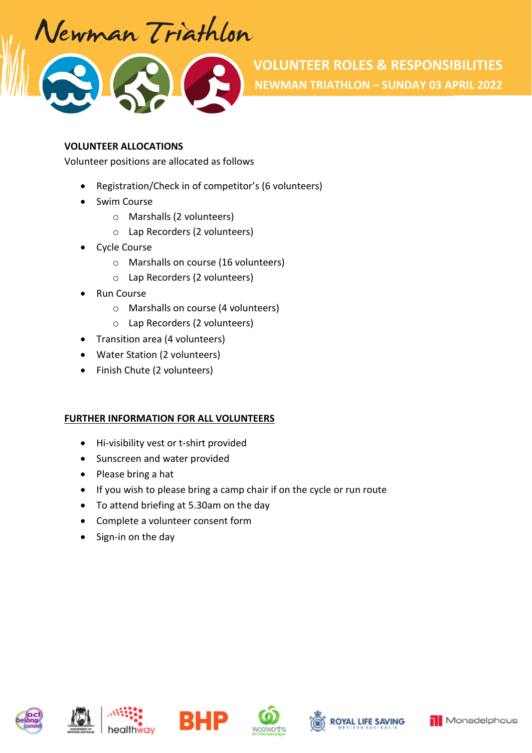# Newman Triathlon

## VOLUNTEER ROLES & RESPONSIBILITIES

### NEWMAN TRIATHLON – SUNDAY 03 APRIL 2022

**VOLUNTEER ALLOCATIONS**

Volunteer positions are allocated as follows

- Registration/Check in of competitor's (6 volunteers)
- Swim Course
  - Marshalls (2 volunteers)
  - Lap Recorders (2 volunteers)
- Cycle Course
  - Marshalls on course (16 volunteers)
  - Lap Recorders (2 volunteers)
- Run Course
  - Marshalls on course (4 volunteers)
  - Lap Recorders (2 volunteers)
- Transition area (4 volunteers)
- Water Station (2 volunteers)
- Finish Chute (2 volunteers)

**FURTHER INFORMATION FOR ALL VOLUNTEERS**

- Hi-visibility vest or t-shirt provided
- Sunscreen and water provided
- Please bring a hat
- If you wish to please bring a camp chair if on the cycle or run route
- To attend briefing at 5.30am on the day
- Complete a volunteer consent form
- Sign-in on the day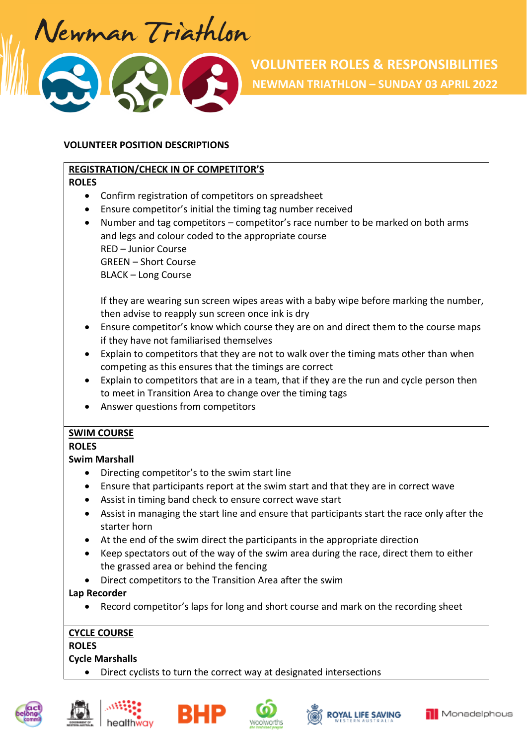# VOLUNTEER ROLES & RESPONSIBILITIES

## NEWMAN TRIATHLON – SUNDAY 03 APRIL 2022

**VOLUNTEER POSITION DESCRIPTIONS**

**REGISTRATION/CHECK IN OF COMPETITOR'S**

**ROLES**

- Confirm registration of competitors on spreadsheet
- Ensure competitor's initial the timing tag number received
- Number and tag competitors – competitor's race number to be marked on both arms and legs and colour coded to the appropriate course
  RED – Junior Course
  GREEN – Short Course
  BLACK – Long Course

  If they are wearing sun screen wipes areas with a baby wipe before marking the number, then advise to reapply sun screen once ink is dry
- Ensure competitor's know which course they are on and direct them to the course maps if they have not familiarised themselves
- Explain to competitors that they are not to walk over the timing mats other than when competing as this ensures that the timings are correct
- Explain to competitors that are in a team, that if they are the run and cycle person then to meet in Transition Area to change over the timing tags
- Answer questions from competitors

**SWIM COURSE**

**ROLES**

**Swim Marshall**

- Directing competitor's to the swim start line
- Ensure that participants report at the swim start and that they are in correct wave
- Assist in timing band check to ensure correct wave start
- Assist in managing the start line and ensure that participants start the race only after the starter horn
- At the end of the swim direct the participants in the appropriate direction
- Keep spectators out of the way of the swim area during the race, direct them to either the grassed area or behind the fencing
- Direct competitors to the Transition Area after the swim

**Lap Recorder**

- Record competitor's laps for long and short course and mark on the recording sheet

**CYCLE COURSE**

**ROLES**

**Cycle Marshalls**

- Direct cyclists to turn the correct way at designated intersections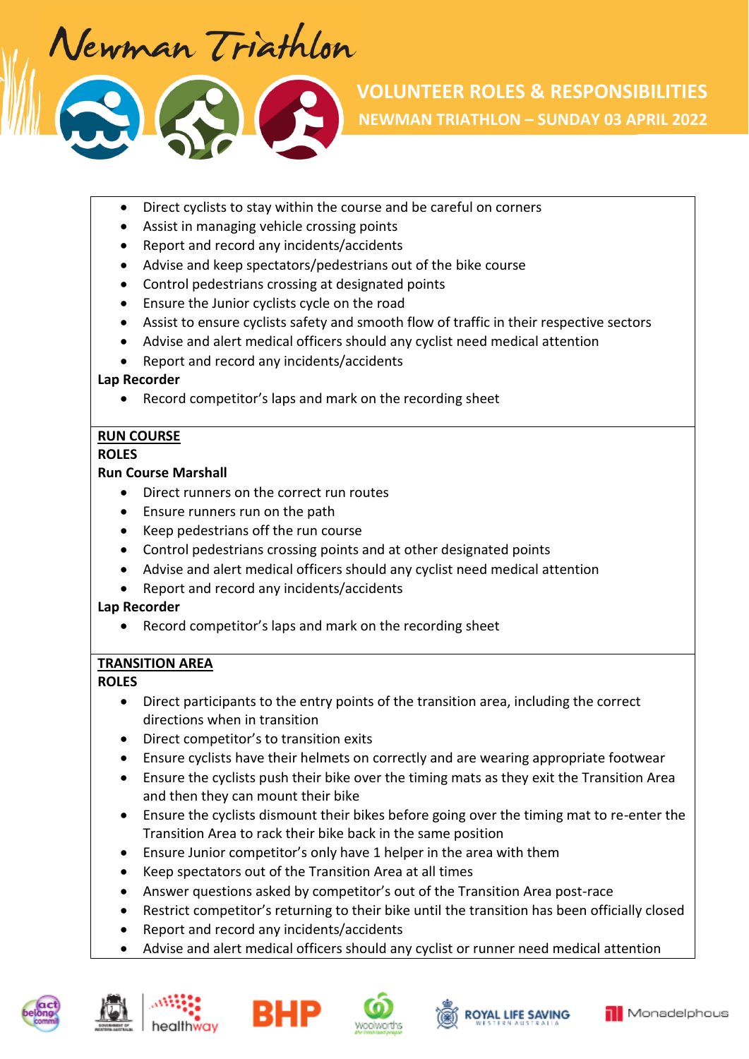- Direct cyclists to stay within the course and be careful on corners
- Assist in managing vehicle crossing points
- Report and record any incidents/accidents
- Advise and keep spectators/pedestrians out of the bike course
- Control pedestrians crossing at designated points
- Ensure the Junior cyclists cycle on the road
- Assist to ensure cyclists safety and smooth flow of traffic in their respective sectors
- Advise and alert medical officers should any cyclist need medical attention
- Report and record any incidents/accidents

**Lap Recorder**

- Record competitor's laps and mark on the recording sheet

**RUN COURSE**

**ROLES**

**Run Course Marshall**

- Direct runners on the correct run routes
- Ensure runners run on the path
- Keep pedestrians off the run course
- Control pedestrians crossing points and at other designated points
- Advise and alert medical officers should any cyclist need medical attention
- Report and record any incidents/accidents

**Lap Recorder**

- Record competitor's laps and mark on the recording sheet

**TRANSITION AREA**

**ROLES**

- Direct participants to the entry points of the transition area, including the correct directions when in transition
- Direct competitor's to transition exits
- Ensure cyclists have their helmets on correctly and are wearing appropriate footwear
- Ensure the cyclists push their bike over the timing mats as they exit the Transition Area and then they can mount their bike
- Ensure the cyclists dismount their bikes before going over the timing mat to re-enter the Transition Area to rack their bike back in the same position
- Ensure Junior competitor's only have 1 helper in the area with them
- Keep spectators out of the Transition Area at all times
- Answer questions asked by competitor's out of the Transition Area post-race
- Restrict competitor's returning to their bike until the transition has been officially closed
- Report and record any incidents/accidents
- Advise and alert medical officers should any cyclist or runner need medical attention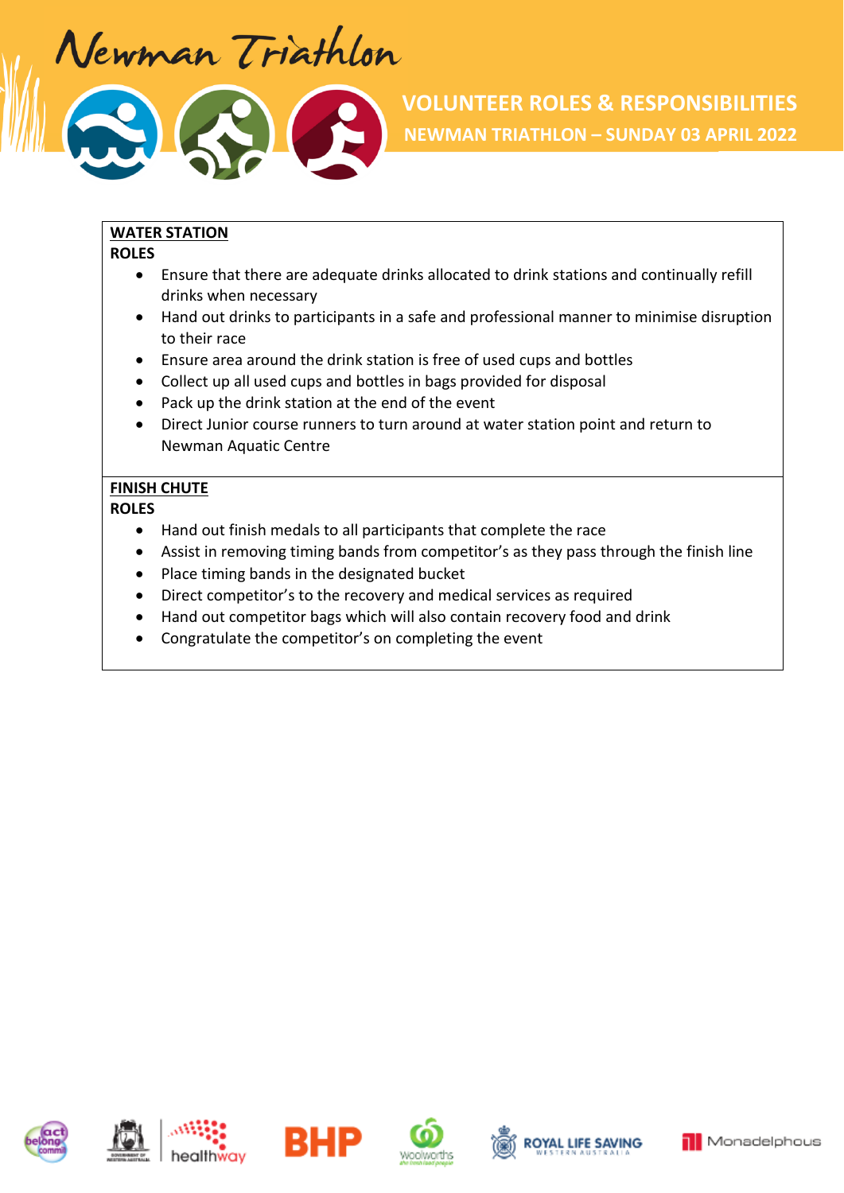## WATER STATION

**ROLES**

- Ensure that there are adequate drinks allocated to drink stations and continually refill drinks when necessary
- Hand out drinks to participants in a safe and professional manner to minimise disruption to their race
- Ensure area around the drink station is free of used cups and bottles
- Collect up all used cups and bottles in bags provided for disposal
- Pack up the drink station at the end of the event
- Direct Junior course runners to turn around at water station point and return to Newman Aquatic Centre

## FINISH CHUTE

**ROLES**

- Hand out finish medals to all participants that complete the race
- Assist in removing timing bands from competitor's as they pass through the finish line
- Place timing bands in the designated bucket
- Direct competitor's to the recovery and medical services as required
- Hand out competitor bags which will also contain recovery food and drink
- Congratulate the competitor's on completing the event